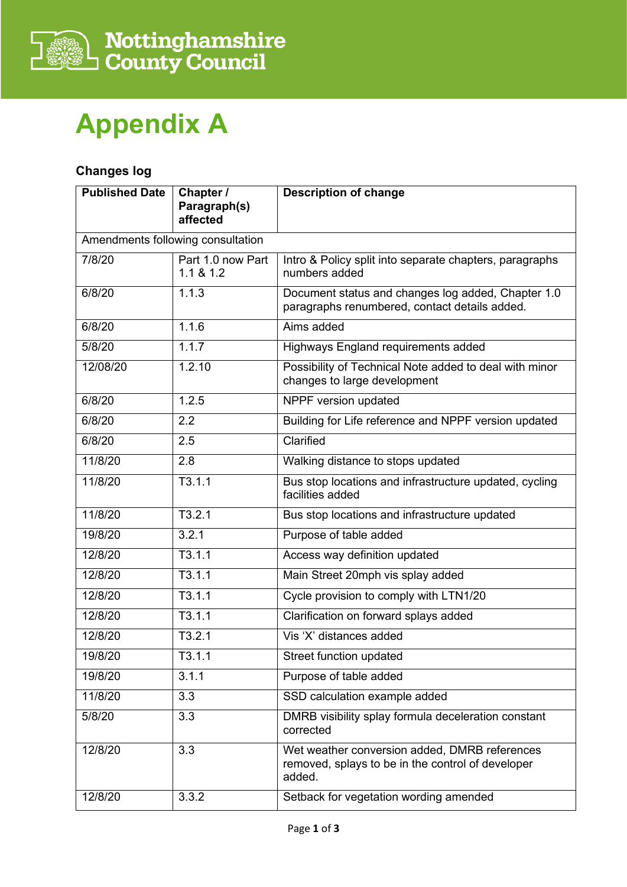# Appendix A

## Changes log

| Published Date | Chapter / Paragraph(s) affected | Description of change |
|---|---|---|
| Amendments following consultation | | |
| 7/8/20 | Part 1.0 now Part 1.1 & 1.2 | Intro & Policy split into separate chapters, paragraphs numbers added |
| 6/8/20 | 1.1.3 | Document status and changes log added, Chapter 1.0 paragraphs renumbered, contact details added. |
| 6/8/20 | 1.1.6 | Aims added |
| 5/8/20 | 1.1.7 | Highways England requirements added |
| 12/08/20 | 1.2.10 | Possibility of Technical Note added to deal with minor changes to large development |
| 6/8/20 | 1.2.5 | NPPF version updated |
| 6/8/20 | 2.2 | Building for Life reference and NPPF version updated |
| 6/8/20 | 2.5 | Clarified |
| 11/8/20 | 2.8 | Walking distance to stops updated |
| 11/8/20 | T3.1.1 | Bus stop locations and infrastructure updated, cycling facilities added |
| 11/8/20 | T3.2.1 | Bus stop locations and infrastructure updated |
| 19/8/20 | 3.2.1 | Purpose of table added |
| 12/8/20 | T3.1.1 | Access way definition updated |
| 12/8/20 | T3.1.1 | Main Street 20mph vis splay added |
| 12/8/20 | T3.1.1 | Cycle provision to comply with LTN1/20 |
| 12/8/20 | T3.1.1 | Clarification on forward splays added |
| 12/8/20 | T3.2.1 | Vis 'X' distances added |
| 19/8/20 | T3.1.1 | Street function updated |
| 19/8/20 | 3.1.1 | Purpose of table added |
| 11/8/20 | 3.3 | SSD calculation example added |
| 5/8/20 | 3.3 | DMRB visibility splay formula deceleration constant corrected |
| 12/8/20 | 3.3 | Wet weather conversion added, DMRB references removed, splays to be in the control of developer added. |
| 12/8/20 | 3.3.2 | Setback for vegetation wording amended |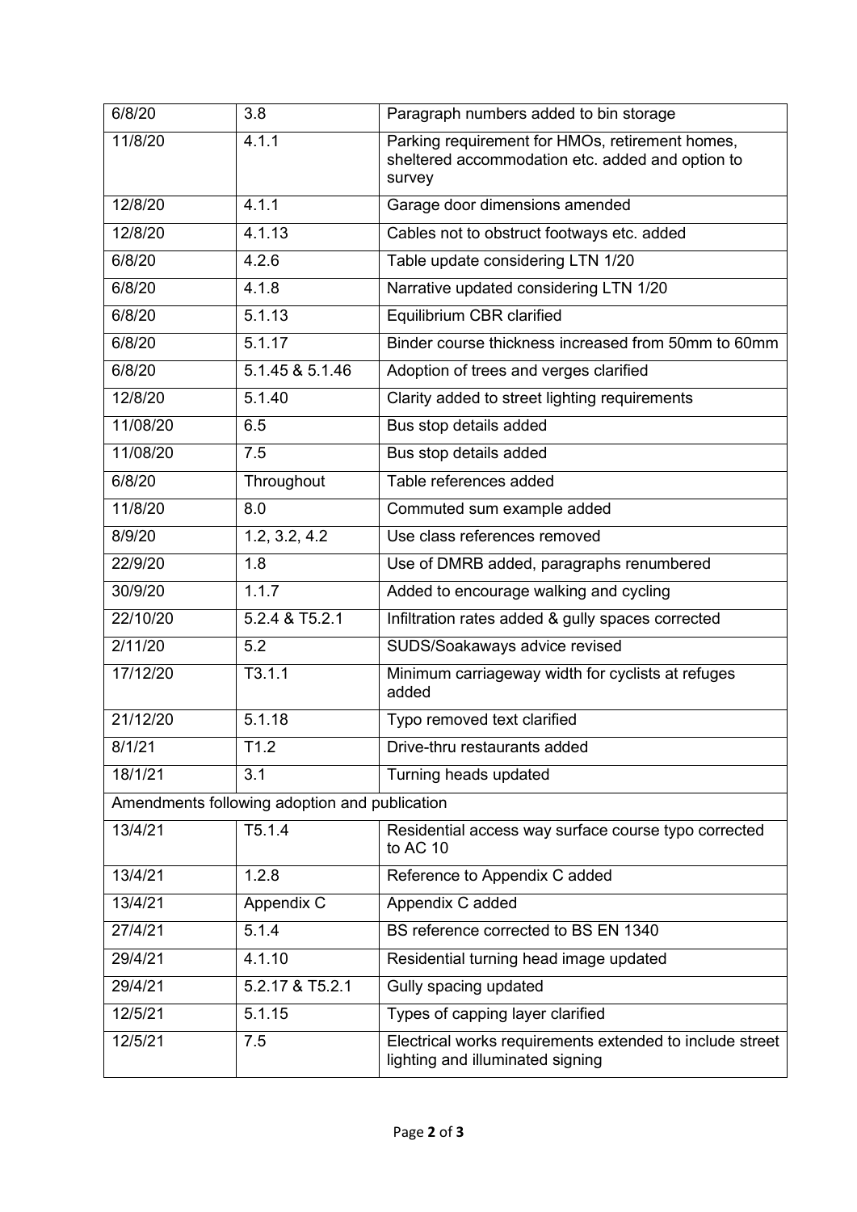| 6/8/20 | 3.8 | Paragraph numbers added to bin storage |
|---|---|---|
| 11/8/20 | 4.1.1 | Parking requirement for HMOs, retirement homes, sheltered accommodation etc. added and option to survey |
| 12/8/20 | 4.1.1 | Garage door dimensions amended |
| 12/8/20 | 4.1.13 | Cables not to obstruct footways etc. added |
| 6/8/20 | 4.2.6 | Table update considering LTN 1/20 |
| 6/8/20 | 4.1.8 | Narrative updated considering LTN 1/20 |
| 6/8/20 | 5.1.13 | Equilibrium CBR clarified |
| 6/8/20 | 5.1.17 | Binder course thickness increased from 50mm to 60mm |
| 6/8/20 | 5.1.45 & 5.1.46 | Adoption of trees and verges clarified |
| 12/8/20 | 5.1.40 | Clarity added to street lighting requirements |
| 11/08/20 | 6.5 | Bus stop details added |
| 11/08/20 | 7.5 | Bus stop details added |
| 6/8/20 | Throughout | Table references added |
| 11/8/20 | 8.0 | Commuted sum example added |
| 8/9/20 | 1.2, 3.2, 4.2 | Use class references removed |
| 22/9/20 | 1.8 | Use of DMRB added, paragraphs renumbered |
| 30/9/20 | 1.1.7 | Added to encourage walking and cycling |
| 22/10/20 | 5.2.4 & T5.2.1 | Infiltration rates added & gully spaces corrected |
| 2/11/20 | 5.2 | SUDS/Soakaways advice revised |
| 17/12/20 | T3.1.1 | Minimum carriageway width for cyclists at refuges added |
| 21/12/20 | 5.1.18 | Typo removed text clarified |
| 8/1/21 | T1.2 | Drive-thru restaurants added |
| 18/1/21 | 3.1 | Turning heads updated |
| Amendments following adoption and publication | | |
| 13/4/21 | T5.1.4 | Residential access way surface course typo corrected to AC 10 |
| 13/4/21 | 1.2.8 | Reference to Appendix C added |
| 13/4/21 | Appendix C | Appendix C added |
| 27/4/21 | 5.1.4 | BS reference corrected to BS EN 1340 |
| 29/4/21 | 4.1.10 | Residential turning head image updated |
| 29/4/21 | 5.2.17 & T5.2.1 | Gully spacing updated |
| 12/5/21 | 5.1.15 | Types of capping layer clarified |
| 12/5/21 | 7.5 | Electrical works requirements extended to include street lighting and illuminated signing |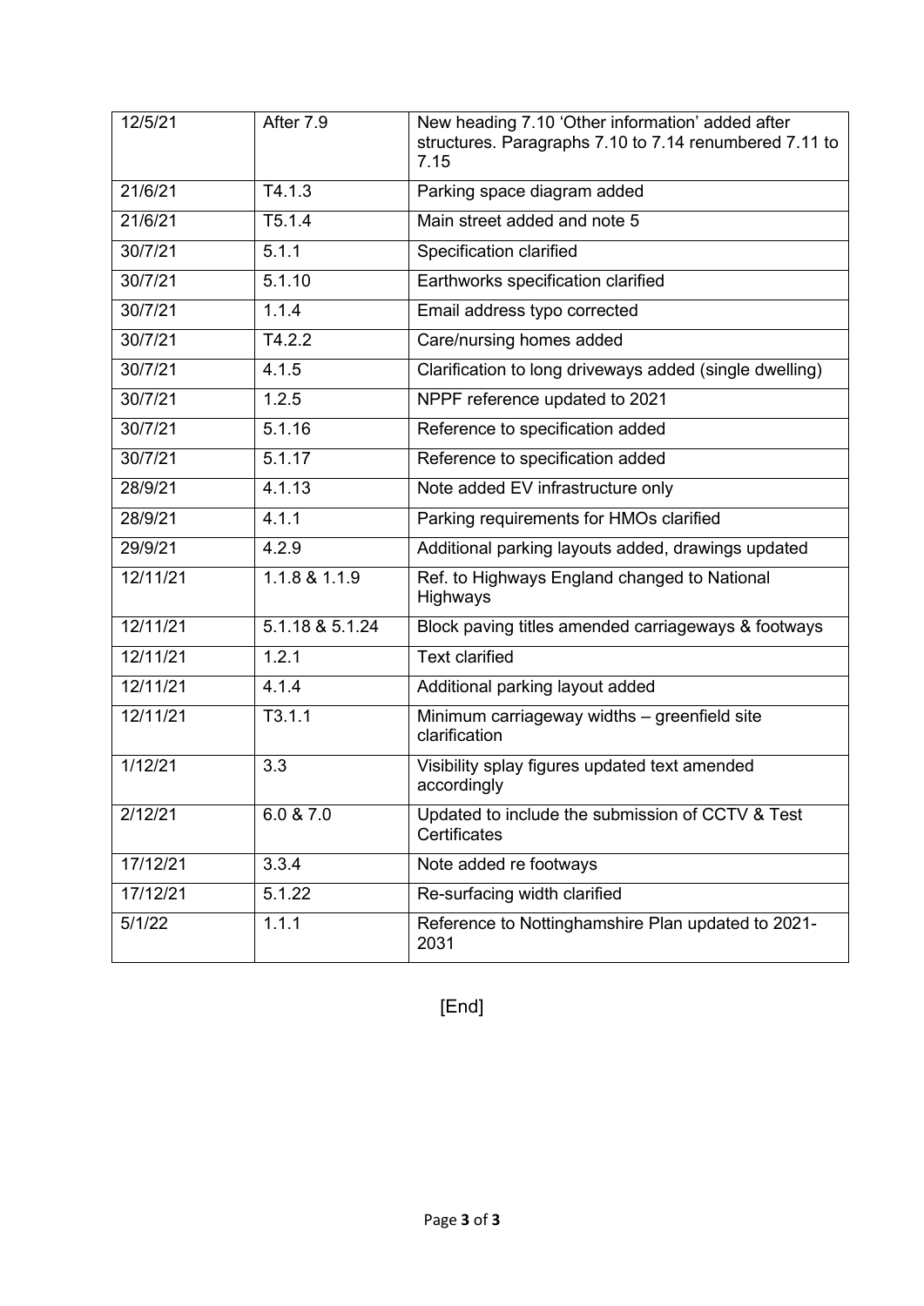| | | |
|---|---|---|
| 12/5/21 | After 7.9 | New heading 7.10 'Other information' added after structures. Paragraphs 7.10 to 7.14 renumbered 7.11 to 7.15 |
| 21/6/21 | T4.1.3 | Parking space diagram added |
| 21/6/21 | T5.1.4 | Main street added and note 5 |
| 30/7/21 | 5.1.1 | Specification clarified |
| 30/7/21 | 5.1.10 | Earthworks specification clarified |
| 30/7/21 | 1.1.4 | Email address typo corrected |
| 30/7/21 | T4.2.2 | Care/nursing homes added |
| 30/7/21 | 4.1.5 | Clarification to long driveways added (single dwelling) |
| 30/7/21 | 1.2.5 | NPPF reference updated to 2021 |
| 30/7/21 | 5.1.16 | Reference to specification added |
| 30/7/21 | 5.1.17 | Reference to specification added |
| 28/9/21 | 4.1.13 | Note added EV infrastructure only |
| 28/9/21 | 4.1.1 | Parking requirements for HMOs clarified |
| 29/9/21 | 4.2.9 | Additional parking layouts added, drawings updated |
| 12/11/21 | 1.1.8 & 1.1.9 | Ref. to Highways England changed to National Highways |
| 12/11/21 | 5.1.18 & 5.1.24 | Block paving titles amended carriageways & footways |
| 12/11/21 | 1.2.1 | Text clarified |
| 12/11/21 | 4.1.4 | Additional parking layout added |
| 12/11/21 | T3.1.1 | Minimum carriageway widths – greenfield site clarification |
| 1/12/21 | 3.3 | Visibility splay figures updated text amended accordingly |
| 2/12/21 | 6.0 & 7.0 | Updated to include the submission of CCTV & Test Certificates |
| 17/12/21 | 3.3.4 | Note added re footways |
| 17/12/21 | 5.1.22 | Re-surfacing width clarified |
| 5/1/22 | 1.1.1 | Reference to Nottinghamshire Plan updated to 2021-2031 |

[End]